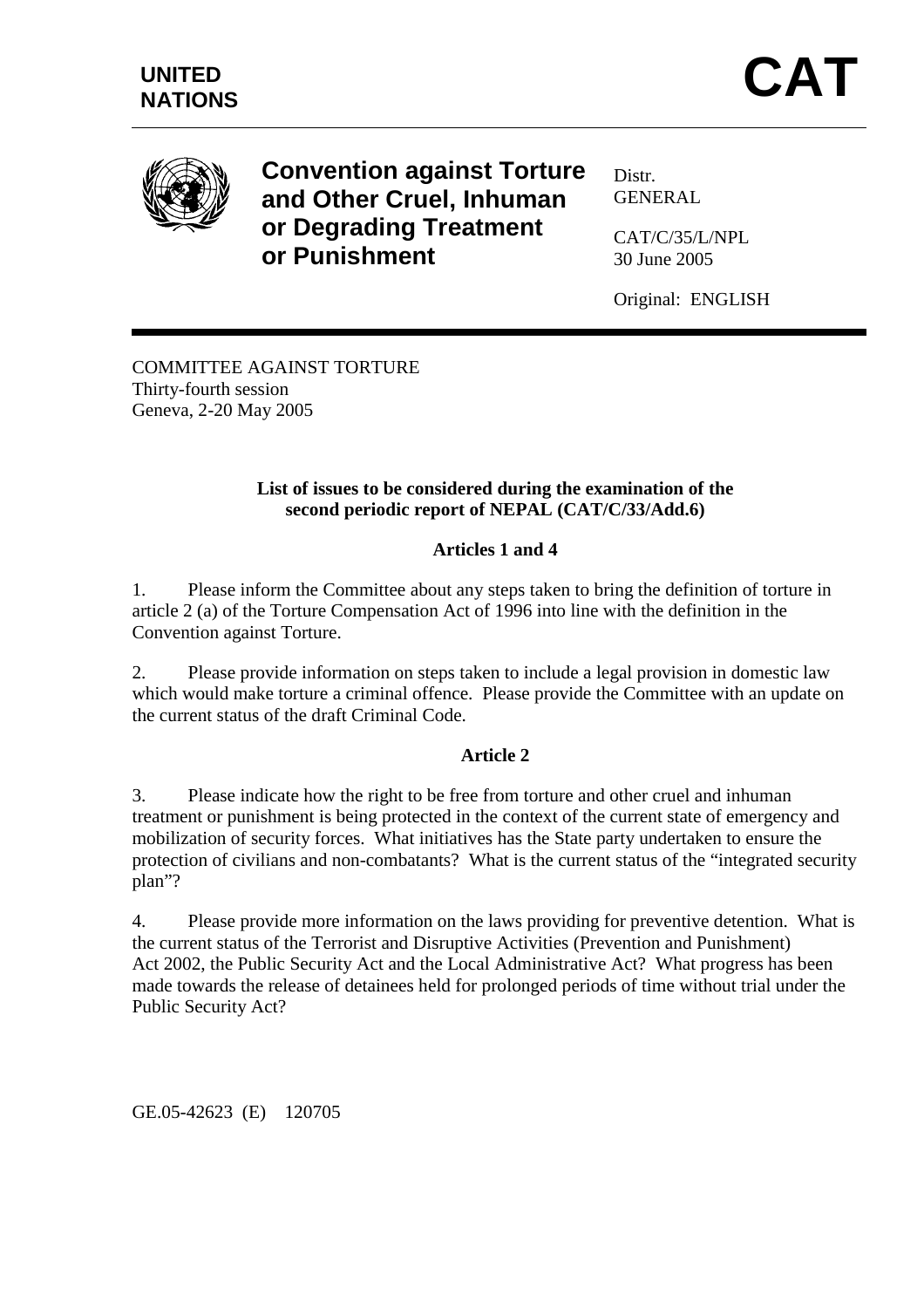**UNITED NATIONS**

# CAT

## Convention against Torture and Other Cruel, Inhuman or Degrading Treatment or Punishment

Distr.
GENERAL

CAT/C/35/L/NPL
30 June 2005

Original: ENGLISH

COMMITTEE AGAINST TORTURE
Thirty-fourth session
Geneva, 2-20 May 2005

**List of issues to be considered during the examination of the second periodic report of NEPAL (CAT/C/33/Add.6)**

### Articles 1 and 4

1. Please inform the Committee about any steps taken to bring the definition of torture in article 2 (a) of the Torture Compensation Act of 1996 into line with the definition in the Convention against Torture.

2. Please provide information on steps taken to include a legal provision in domestic law which would make torture a criminal offence. Please provide the Committee with an update on the current status of the draft Criminal Code.

### Article 2

3. Please indicate how the right to be free from torture and other cruel and inhuman treatment or punishment is being protected in the context of the current state of emergency and mobilization of security forces. What initiatives has the State party undertaken to ensure the protection of civilians and non-combatants? What is the current status of the "integrated security plan"?

4. Please provide more information on the laws providing for preventive detention. What is the current status of the Terrorist and Disruptive Activities (Prevention and Punishment) Act 2002, the Public Security Act and the Local Administrative Act? What progress has been made towards the release of detainees held for prolonged periods of time without trial under the Public Security Act?

GE.05-42623 (E) 120705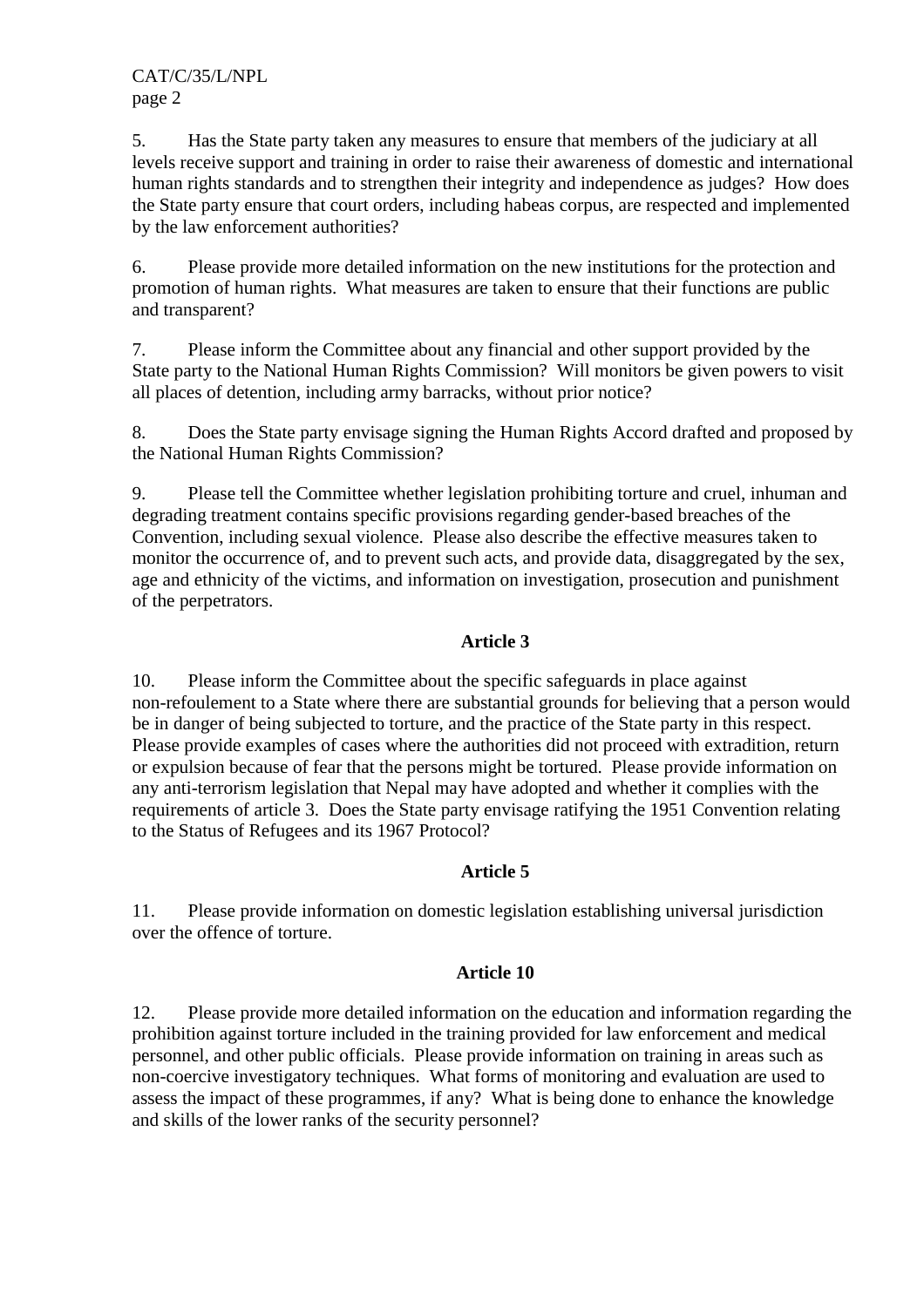5. Has the State party taken any measures to ensure that members of the judiciary at all levels receive support and training in order to raise their awareness of domestic and international human rights standards and to strengthen their integrity and independence as judges? How does the State party ensure that court orders, including habeas corpus, are respected and implemented by the law enforcement authorities?

6. Please provide more detailed information on the new institutions for the protection and promotion of human rights. What measures are taken to ensure that their functions are public and transparent?

7. Please inform the Committee about any financial and other support provided by the State party to the National Human Rights Commission? Will monitors be given powers to visit all places of detention, including army barracks, without prior notice?

8. Does the State party envisage signing the Human Rights Accord drafted and proposed by the National Human Rights Commission?

9. Please tell the Committee whether legislation prohibiting torture and cruel, inhuman and degrading treatment contains specific provisions regarding gender-based breaches of the Convention, including sexual violence. Please also describe the effective measures taken to monitor the occurrence of, and to prevent such acts, and provide data, disaggregated by the sex, age and ethnicity of the victims, and information on investigation, prosecution and punishment of the perpetrators.

**Article 3**

10. Please inform the Committee about the specific safeguards in place against non-refoulement to a State where there are substantial grounds for believing that a person would be in danger of being subjected to torture, and the practice of the State party in this respect. Please provide examples of cases where the authorities did not proceed with extradition, return or expulsion because of fear that the persons might be tortured. Please provide information on any anti-terrorism legislation that Nepal may have adopted and whether it complies with the requirements of article 3. Does the State party envisage ratifying the 1951 Convention relating to the Status of Refugees and its 1967 Protocol?

**Article 5**

11. Please provide information on domestic legislation establishing universal jurisdiction over the offence of torture.

**Article 10**

12. Please provide more detailed information on the education and information regarding the prohibition against torture included in the training provided for law enforcement and medical personnel, and other public officials. Please provide information on training in areas such as non-coercive investigatory techniques. What forms of monitoring and evaluation are used to assess the impact of these programmes, if any? What is being done to enhance the knowledge and skills of the lower ranks of the security personnel?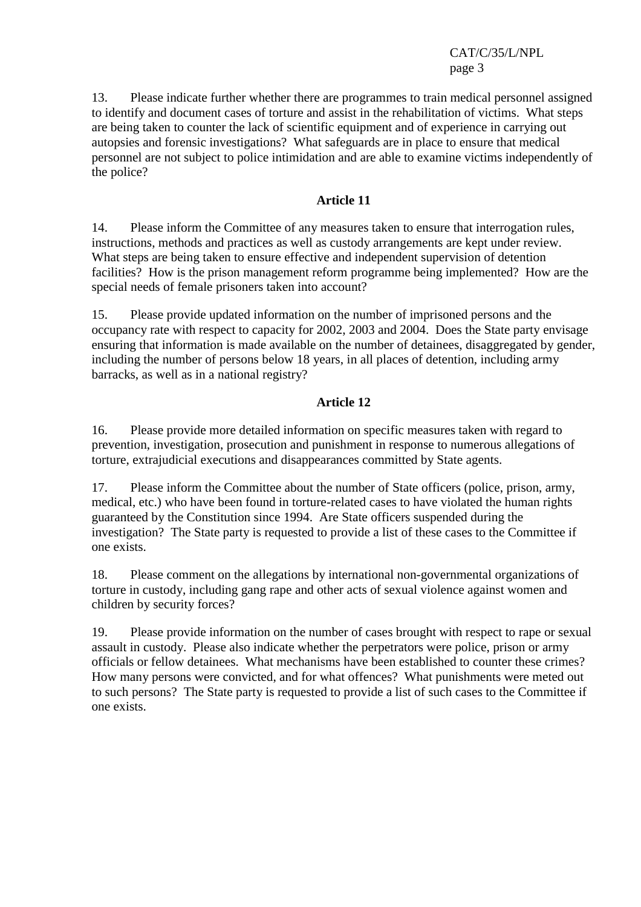13. Please indicate further whether there are programmes to train medical personnel assigned to identify and document cases of torture and assist in the rehabilitation of victims. What steps are being taken to counter the lack of scientific equipment and of experience in carrying out autopsies and forensic investigations? What safeguards are in place to ensure that medical personnel are not subject to police intimidation and are able to examine victims independently of the police?

## Article 11

14. Please inform the Committee of any measures taken to ensure that interrogation rules, instructions, methods and practices as well as custody arrangements are kept under review. What steps are being taken to ensure effective and independent supervision of detention facilities? How is the prison management reform programme being implemented? How are the special needs of female prisoners taken into account?

15. Please provide updated information on the number of imprisoned persons and the occupancy rate with respect to capacity for 2002, 2003 and 2004. Does the State party envisage ensuring that information is made available on the number of detainees, disaggregated by gender, including the number of persons below 18 years, in all places of detention, including army barracks, as well as in a national registry?

## Article 12

16. Please provide more detailed information on specific measures taken with regard to prevention, investigation, prosecution and punishment in response to numerous allegations of torture, extrajudicial executions and disappearances committed by State agents.

17. Please inform the Committee about the number of State officers (police, prison, army, medical, etc.) who have been found in torture-related cases to have violated the human rights guaranteed by the Constitution since 1994. Are State officers suspended during the investigation? The State party is requested to provide a list of these cases to the Committee if one exists.

18. Please comment on the allegations by international non-governmental organizations of torture in custody, including gang rape and other acts of sexual violence against women and children by security forces?

19. Please provide information on the number of cases brought with respect to rape or sexual assault in custody. Please also indicate whether the perpetrators were police, prison or army officials or fellow detainees. What mechanisms have been established to counter these crimes? How many persons were convicted, and for what offences? What punishments were meted out to such persons? The State party is requested to provide a list of such cases to the Committee if one exists.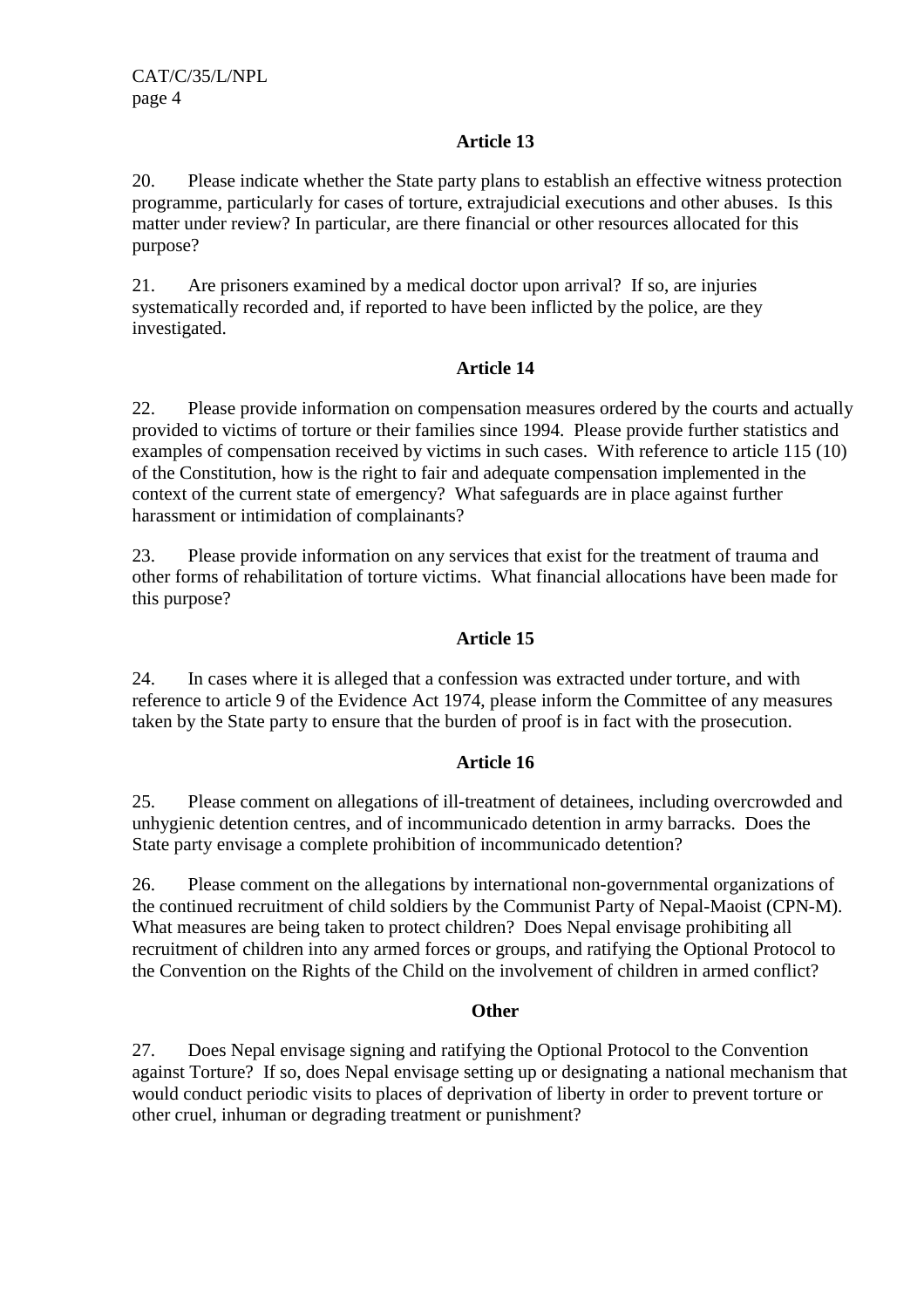### Article 13

20. Please indicate whether the State party plans to establish an effective witness protection programme, particularly for cases of torture, extrajudicial executions and other abuses. Is this matter under review? In particular, are there financial or other resources allocated for this purpose?

21. Are prisoners examined by a medical doctor upon arrival? If so, are injuries systematically recorded and, if reported to have been inflicted by the police, are they investigated.

### Article 14

22. Please provide information on compensation measures ordered by the courts and actually provided to victims of torture or their families since 1994. Please provide further statistics and examples of compensation received by victims in such cases. With reference to article 115 (10) of the Constitution, how is the right to fair and adequate compensation implemented in the context of the current state of emergency? What safeguards are in place against further harassment or intimidation of complainants?

23. Please provide information on any services that exist for the treatment of trauma and other forms of rehabilitation of torture victims. What financial allocations have been made for this purpose?

### Article 15

24. In cases where it is alleged that a confession was extracted under torture, and with reference to article 9 of the Evidence Act 1974, please inform the Committee of any measures taken by the State party to ensure that the burden of proof is in fact with the prosecution.

### Article 16

25. Please comment on allegations of ill-treatment of detainees, including overcrowded and unhygienic detention centres, and of incommunicado detention in army barracks. Does the State party envisage a complete prohibition of incommunicado detention?

26. Please comment on the allegations by international non-governmental organizations of the continued recruitment of child soldiers by the Communist Party of Nepal-Maoist (CPN-M). What measures are being taken to protect children? Does Nepal envisage prohibiting all recruitment of children into any armed forces or groups, and ratifying the Optional Protocol to the Convention on the Rights of the Child on the involvement of children in armed conflict?

### Other

27. Does Nepal envisage signing and ratifying the Optional Protocol to the Convention against Torture? If so, does Nepal envisage setting up or designating a national mechanism that would conduct periodic visits to places of deprivation of liberty in order to prevent torture or other cruel, inhuman or degrading treatment or punishment?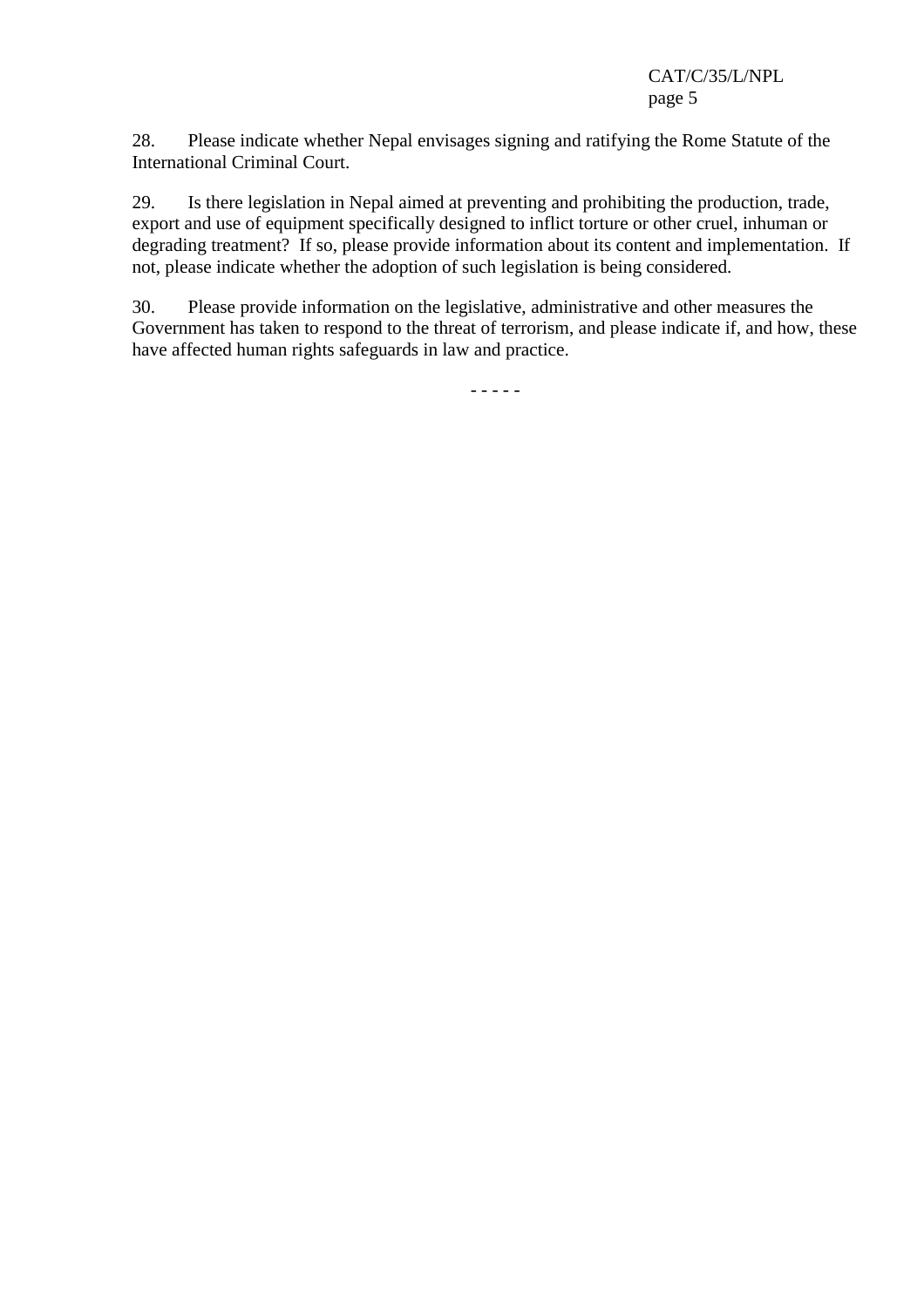28. Please indicate whether Nepal envisages signing and ratifying the Rome Statute of the International Criminal Court.

29. Is there legislation in Nepal aimed at preventing and prohibiting the production, trade, export and use of equipment specifically designed to inflict torture or other cruel, inhuman or degrading treatment? If so, please provide information about its content and implementation. If not, please indicate whether the adoption of such legislation is being considered.

30. Please provide information on the legislative, administrative and other measures the Government has taken to respond to the threat of terrorism, and please indicate if, and how, these have affected human rights safeguards in law and practice.

- - - - -